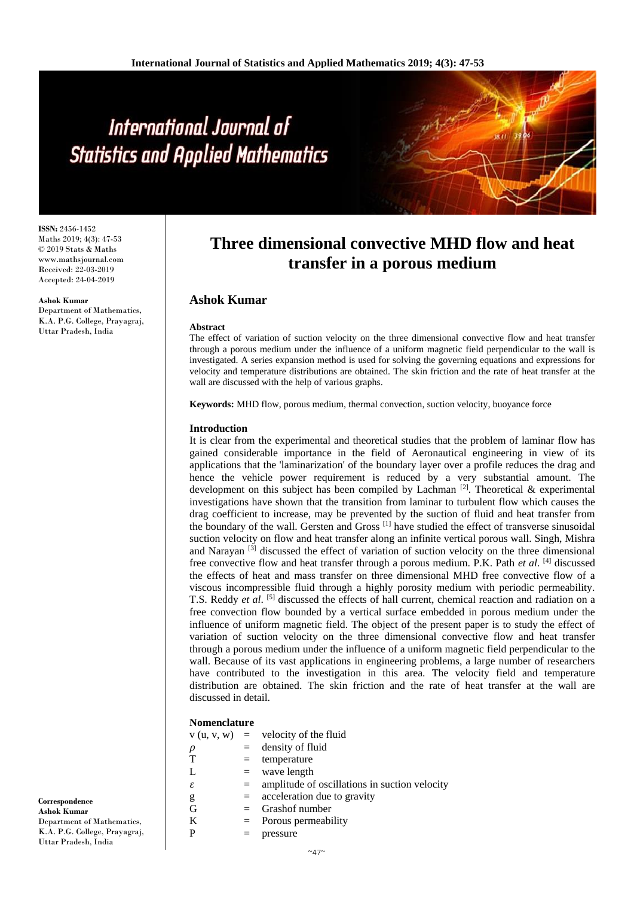# Three dimensional convective MHD flow and heat transfer in a porous medium

**ISSN:** 2456-1452
Maths 2019; 4(3): 47-53
© 2019 Stats & Maths
www.mathsjournal.com
Received: 22-03-2019
Accepted: 24-04-2019

**Ashok Kumar**
Department of Mathematics, K.A. P.G. College, Prayagraj, Uttar Pradesh, India

## Ashok Kumar

### Abstract

The effect of variation of suction velocity on the three dimensional convective flow and heat transfer through a porous medium under the influence of a uniform magnetic field perpendicular to the wall is investigated. A series expansion method is used for solving the governing equations and expressions for velocity and temperature distributions are obtained. The skin friction and the rate of heat transfer at the wall are discussed with the help of various graphs.

**Keywords:** MHD flow, porous medium, thermal convection, suction velocity, buoyance force

### Introduction

It is clear from the experimental and theoretical studies that the problem of laminar flow has gained considerable importance in the field of Aeronautical engineering in view of its applications that the 'laminarization' of the boundary layer over a profile reduces the drag and hence the vehicle power requirement is reduced by a very substantial amount. The development on this subject has been compiled by Lachman [2]. Theoretical & experimental investigations have shown that the transition from laminar to turbulent flow which causes the drag coefficient to increase, may be prevented by the suction of fluid and heat transfer from the boundary of the wall. Gersten and Gross [1] have studied the effect of transverse sinusoidal suction velocity on flow and heat transfer along an infinite vertical porous wall. Singh, Mishra and Narayan [3] discussed the effect of variation of suction velocity on the three dimensional free convective flow and heat transfer through a porous medium. P.K. Path *et al*. [4] discussed the effects of heat and mass transfer on three dimensional MHD free convective flow of a viscous incompressible fluid through a highly porosity medium with periodic permeability. T.S. Reddy *et al*. [5] discussed the effects of hall current, chemical reaction and radiation on a free convection flow bounded by a vertical surface embedded in porous medium under the influence of uniform magnetic field. The object of the present paper is to study the effect of variation of suction velocity on the three dimensional convective flow and heat transfer through a porous medium under the influence of a uniform magnetic field perpendicular to the wall. Because of its vast applications in engineering problems, a large number of researchers have contributed to the investigation in this area. The velocity field and temperature distribution are obtained. The skin friction and the rate of heat transfer at the wall are discussed in detail.

### Nomenclature

| | | |
|---|---|---|
| $v\,(u, v, w)$ | = | velocity of the fluid |
| $\rho$ | = | density of fluid |
| $T$ | = | temperature |
| $L$ | = | wave length |
| $\varepsilon$ | = | amplitude of oscillations in suction velocity |
| $g$ | = | acceleration due to gravity |
| $G$ | = | Grashof number |
| $K$ | = | Porous permeability |
| $P$ | = | pressure |

**Correspondence**
**Ashok Kumar**
Department of Mathematics, K.A. P.G. College, Prayagraj, Uttar Pradesh, India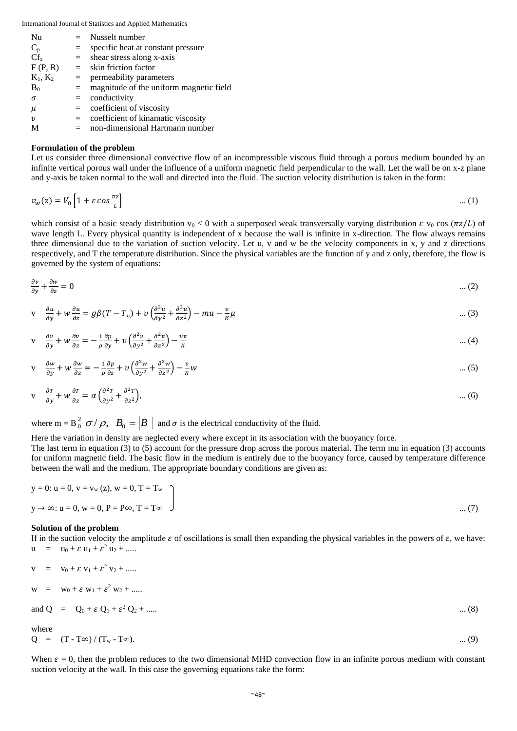| | | |
|---|---|---|
| Nu | = | Nusselt number |
| $C_p$ | = | specific heat at constant pressure |
| $Cf_x$ | = | shear stress along x-axis |
| F (P, R) | = | skin friction factor |
| $K_1$, $K_2$ | = | permeability parameters |
| $B_0$ | = | magnitude of the uniform magnetic field |
| $\sigma$ | = | conductivity |
| $\mu$ | = | coefficient of viscosity |
| $\upsilon$ | = | coefficient of kinamatic viscosity |
| M | = | non-dimensional Hartmann number |

**Formulation of the problem**

Let us consider three dimensional convective flow of an incompressible viscous fluid through a porous medium bounded by an infinite vertical porous wall under the influence of a uniform magnetic field perpendicular to the wall. Let the wall be on x-z plane and y-axis be taken normal to the wall and directed into the fluid. The suction velocity distribution is taken in the form:

$$v_w(z) = V_0 \left[1 + \varepsilon \cos \frac{\pi z}{L}\right] \quad \ldots (1)$$

which consist of a basic steady distribution $v_0 < 0$ with a superposed weak transversally varying distribution $\varepsilon$ $v_0 \cos(\pi z/L)$ of wave length L. Every physical quantity is independent of x because the wall is infinite in x-direction. The flow always remains three dimensional due to the variation of suction velocity. Let u, v and w be the velocity components in x, y and z directions respectively, and T the temperature distribution. Since the physical variables are the function of y and z only, therefore, the flow is governed by the system of equations:

$$\frac{\partial v}{\partial y} + \frac{\partial w}{\partial z} = 0 \quad \ldots (2)$$

$$v \frac{\partial u}{\partial y} + w \frac{\partial u}{\partial z} = g\beta(T - T_\infty) + \upsilon\left(\frac{\partial^2 u}{\partial y^2} + \frac{\partial^2 u}{\partial z^2}\right) - mu - \frac{\upsilon}{K}\mu \quad \ldots (3)$$

$$v \frac{\partial v}{\partial y} + w \frac{\partial v}{\partial z} = -\frac{1}{\rho}\frac{\partial p}{\partial y} + \upsilon\left(\frac{\partial^2 v}{\partial y^2} + \frac{\partial^2 v}{\partial z^2}\right) - \frac{\upsilon v}{K} \quad \ldots (4)$$

$$v \frac{\partial w}{\partial y} + w \frac{\partial w}{\partial z} = -\frac{1}{\rho}\frac{\partial p}{\partial z} + \upsilon\left(\frac{\partial^2 w}{\partial y^2} + \frac{\partial^2 w}{\partial z^2}\right) - \frac{\upsilon}{K} w \quad \ldots (5)$$

$$v \frac{\partial T}{\partial y} + w \frac{\partial T}{\partial z} = \alpha\left(\frac{\partial^2 T}{\partial y^2} + \frac{\partial^2 T}{\partial z^2}\right), \quad \ldots (6)$$

where $m = B_0^2\, \sigma / \rho$, $B_0 = |B|$ and $\sigma$ is the electrical conductivity of the fluid.

Here the variation in density are neglected every where except in its association with the buoyancy force.

The last term in equation (3) to (5) account for the pressure drop across the porous material. The term mu in equation (3) accounts for uniform magnetic field. The basic flow in the medium is entirely due to the buoyancy force, caused by temperature difference between the wall and the medium. The appropriate boundary conditions are given as:

$$\left.\begin{array}{l} y = 0: u = 0,\ v = v_w(z),\ w = 0,\ T = T_w \\ y \to \infty: u = 0,\ w = 0,\ P = P\infty,\ T = T\infty \end{array}\right\} \quad \ldots (7)$$

**Solution of the problem**

If in the suction velocity the amplitude $\varepsilon$ of oscillations is small then expanding the physical variables in the powers of $\varepsilon$, we have:

$$u = u_0 + \varepsilon\, u_1 + \varepsilon^2\, u_2 + \ldots\ldots$$

$$v = v_0 + \varepsilon\, v_1 + \varepsilon^2\, v_2 + \ldots\ldots$$

$$w = w_0 + \varepsilon\, w_1 + \varepsilon^2\, w_2 + \ldots\ldots$$

$$\text{and } Q = Q_0 + \varepsilon\, Q_1 + \varepsilon^2\, Q_2 + \ldots\ldots \quad \ldots (8)$$

where

$$Q = (T - T\infty) / (T_w - T\infty). \quad \ldots (9)$$

When $\varepsilon = 0$, then the problem reduces to the two dimensional MHD convection flow in an infinite porous medium with constant suction velocity at the wall. In this case the governing equations take the form: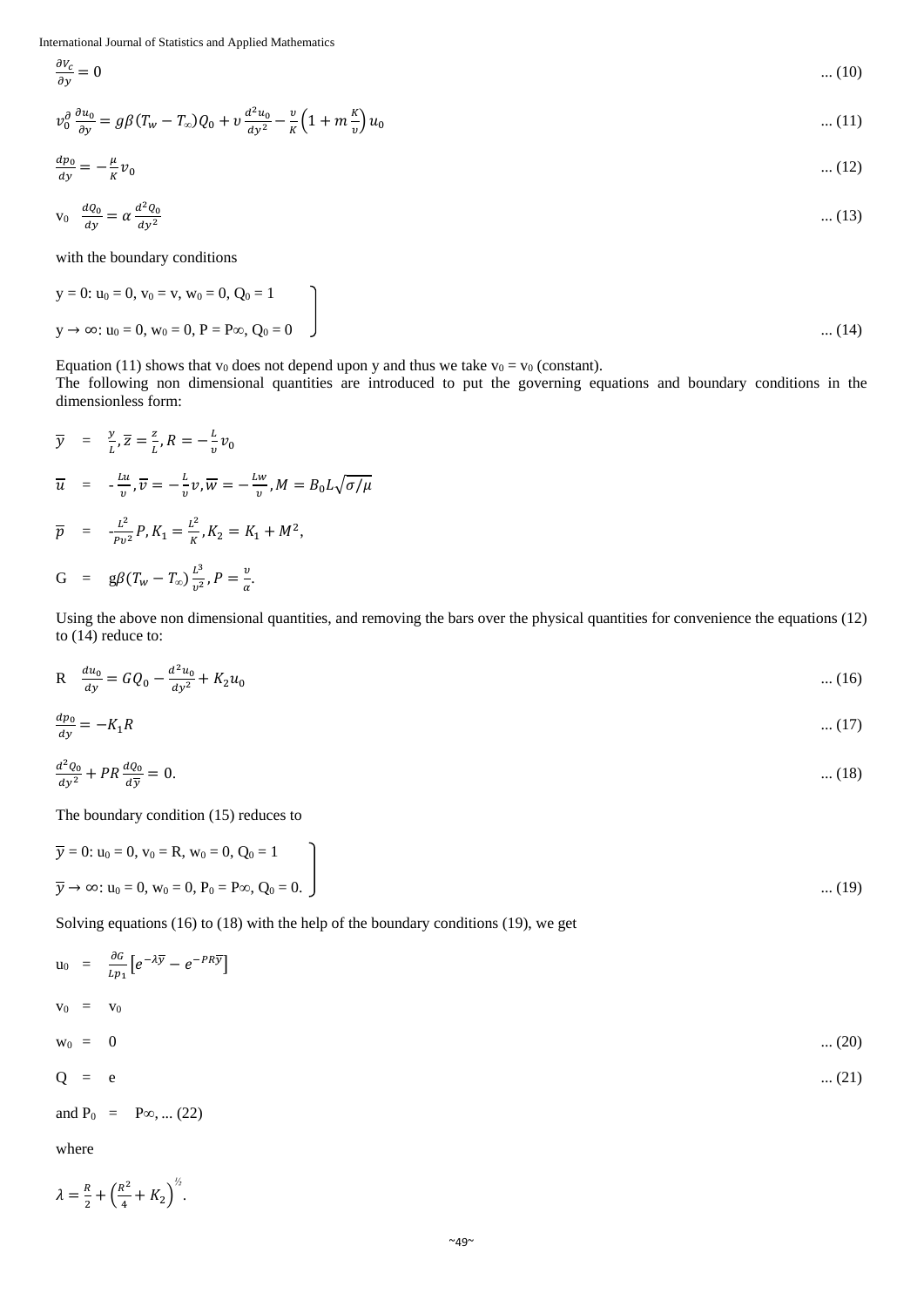$$\frac{\partial V_c}{\partial y} = 0 \quad \text{... (10)}$$

$$v_0^{\partial} \frac{\partial u_0}{\partial y} = g\beta(T_w - T_\infty)Q_0 + v\frac{d^2 u_0}{dy^2} - \frac{v}{K}\left(1 + m\frac{K}{v}\right)u_0 \quad \text{... (11)}$$

$$\frac{dp_0}{dy} = -\frac{\mu}{K}v_0 \quad \text{... (12)}$$

$$v_0 \quad \frac{dQ_0}{dy} = \alpha\frac{d^2 Q_0}{dy^2} \quad \text{... (13)}$$

with the boundary conditions

$$\left.\begin{array}{l} y = 0: u_0 = 0, v_0 = v, w_0 = 0, Q_0 = 1 \\ y \to \infty: u_0 = 0, w_0 = 0, P = P\infty, Q_0 = 0 \end{array}\right\} \quad \text{... (14)}$$

Equation (11) shows that $v_0$ does not depend upon y and thus we take $v_0 = v_0$ (constant).

The following non dimensional quantities are introduced to put the governing equations and boundary conditions in the dimensionless form:

$$\overline{y} = \frac{y}{L}, \overline{z} = \frac{z}{L}, R = -\frac{L}{v}v_0$$

$$\overline{u} = -\frac{Lu}{v}, \overline{v} = -\frac{L}{v}v, \overline{w} = -\frac{Lw}{v}, M = B_0 L\sqrt{\sigma/\mu}$$

$$\overline{p} = -\frac{L^2}{Pv^2}P, K_1 = \frac{L^2}{K}, K_2 = K_1 + M^2,$$

$$G = g\beta(T_w - T_\infty)\frac{L^3}{v^2}, P = \frac{v}{\alpha}.$$

Using the above non dimensional quantities, and removing the bars over the physical quantities for convenience the equations (12) to (14) reduce to:

$$R \quad \frac{du_0}{dy} = GQ_0 - \frac{d^2 u_0}{dy^2} + K_2 u_0 \quad \text{... (16)}$$

$$\frac{dp_0}{dy} = -K_1 R \quad \text{... (17)}$$

$$\frac{d^2 Q_0}{dy^2} + PR\frac{dQ_0}{d\overline{y}} = 0. \quad \text{... (18)}$$

The boundary condition (15) reduces to

$$\left.\begin{array}{l} \overline{y} = 0: u_0 = 0, v_0 = R, w_0 = 0, Q_0 = 1 \\ \overline{y} \to \infty: u_0 = 0, w_0 = 0, P_0 = P\infty, Q_0 = 0. \end{array}\right\} \quad \text{... (19)}$$

Solving equations (16) to (18) with the help of the boundary conditions (19), we get

$$u_0 = \frac{\partial G}{Lp_1}\left[e^{-\lambda\overline{y}} - e^{-PR\overline{y}}\right]$$

$$v_0 = v_0$$

$$w_0 = 0 \quad \text{... (20)}$$

$$Q = e \quad \text{... (21)}$$

and $P_0 = P\infty$, ... (22)

where

$$\lambda = \frac{R}{2} + \left(\frac{R^2}{4} + K_2\right)^{1/2}.$$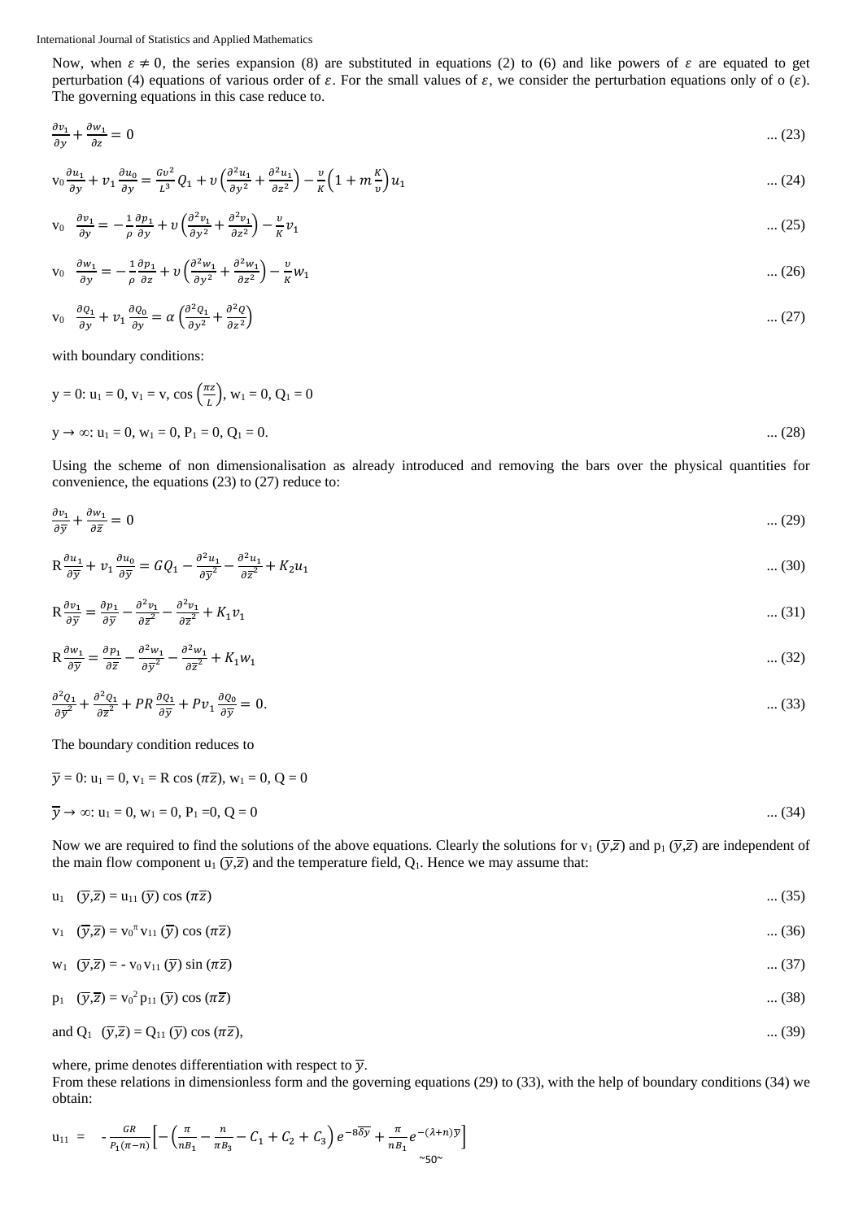Now, when $\varepsilon \neq 0$, the series expansion (8) are substituted in equations (2) to (6) and like powers of $\varepsilon$ are equated to get perturbation (4) equations of various order of $\varepsilon$. For the small values of $\varepsilon$, we consider the perturbation equations only of o ($\varepsilon$). The governing equations in this case reduce to.

$$\frac{\partial v_1}{\partial y} + \frac{\partial w_1}{\partial z} = 0 \qquad \text{... (23)}$$

$$v_0 \frac{\partial u_1}{\partial y} + v_1 \frac{\partial u_0}{\partial y} = \frac{Gv^2}{L^3} Q_1 + \upsilon\left(\frac{\partial^2 u_1}{\partial y^2} + \frac{\partial^2 u_1}{\partial z^2}\right) - \frac{\upsilon}{K}\left(1 + m\frac{K}{\upsilon}\right) u_1 \qquad \text{... (24)}$$

$$v_0 \ \frac{\partial v_1}{\partial y} = -\frac{1}{\rho}\frac{\partial p_1}{\partial y} + \upsilon\left(\frac{\partial^2 v_1}{\partial y^2} + \frac{\partial^2 v_1}{\partial z^2}\right) - \frac{\upsilon}{K} v_1 \qquad \text{... (25)}$$

$$v_0 \ \frac{\partial w_1}{\partial y} = -\frac{1}{\rho}\frac{\partial p_1}{\partial z} + \upsilon\left(\frac{\partial^2 w_1}{\partial y^2} + \frac{\partial^2 w_1}{\partial z^2}\right) - \frac{\upsilon}{K} w_1 \qquad \text{... (26)}$$

$$v_0 \ \frac{\partial Q_1}{\partial y} + v_1 \frac{\partial Q_0}{\partial y} = \alpha\left(\frac{\partial^2 Q_1}{\partial y^2} + \frac{\partial^2 Q}{\partial z^2}\right) \qquad \text{... (27)}$$

with boundary conditions:

$y = 0$: $u_1 = 0$, $v_1 = v_r \cos\left(\frac{\pi z}{L}\right)$, $w_1 = 0$, $Q_1 = 0$

$y \to \infty$: $u_1 = 0$, $w_1 = 0$, $P_1 = 0$, $Q_1 = 0$. ... (28)

Using the scheme of non dimensionalisation as already introduced and removing the bars over the physical quantities for convenience, the equations (23) to (27) reduce to:

$$\frac{\partial v_1}{\partial \bar{y}} + \frac{\partial w_1}{\partial \bar{z}} = 0 \qquad \text{... (29)}$$

$$R\frac{\partial u_1}{\partial \bar{y}} + v_1\frac{\partial u_0}{\partial \bar{y}} = GQ_1 - \frac{\partial^2 u_1}{\partial \bar{y}^2} - \frac{\partial^2 u_1}{\partial \bar{z}^2} + K_2 u_1 \qquad \text{... (30)}$$

$$R\frac{\partial v_1}{\partial \bar{y}} = \frac{\partial p_1}{\partial \bar{y}} - \frac{\partial^2 v_1}{\partial \bar{z}^2} - \frac{\partial^2 v_1}{\partial \bar{z}^2} + K_1 v_1 \qquad \text{... (31)}$$

$$R\frac{\partial w_1}{\partial \bar{y}} = \frac{\partial p_1}{\partial \bar{z}} - \frac{\partial^2 w_1}{\partial \bar{y}^2} - \frac{\partial^2 w_1}{\partial \bar{z}^2} + K_1 w_1 \qquad \text{... (32)}$$

$$\frac{\partial^2 Q_1}{\partial \bar{y}^2} + \frac{\partial^2 Q_1}{\partial \bar{z}^2} + PR\frac{\partial Q_1}{\partial \bar{y}} + Pv_1\frac{\partial Q_0}{\partial \bar{y}} = 0. \qquad \text{... (33)}$$

The boundary condition reduces to

$\bar{y} = 0$: $u_1 = 0$, $v_1 = R\cos(\pi\bar{z})$, $w_1 = 0$, $Q = 0$

$\bar{y} \to \infty$: $u_1 = 0$, $w_1 = 0$, $P_1 = 0$, $Q = 0$ ... (34)

Now we are required to find the solutions of the above equations. Clearly the solutions for $v_1(\bar{y},\bar{z})$ and $p_1(\bar{y},\bar{z})$ are independent of the main flow component $u_1(\bar{y},\bar{z})$ and the temperature field, $Q_1$. Hence we may assume that:

$u_1 \ (\bar{y},\bar{z}) = u_{11}(\bar{y})\cos(\pi\bar{z})$ ... (35)

$v_1 \ (\bar{y},\bar{z}) = v_0^{\pi} v_{11}(\bar{y})\cos(\pi\bar{z})$ ... (36)

$w_1 \ (\bar{y},\bar{z}) = -v_0 v_{11}(\bar{y})\sin(\pi\bar{z})$ ... (37)

$p_1 \ (\bar{y},\bar{z}) = v_0^2 p_{11}(\bar{y})\cos(\pi\bar{z})$ ... (38)

and $Q_1 \ (\bar{y},\bar{z}) = Q_{11}(\bar{y})\cos(\pi\bar{z})$, ... (39)

where, prime denotes differentiation with respect to $\bar{y}$.

From these relations in dimensionless form and the governing equations (29) to (33), with the help of boundary conditions (34) we obtain:

$$u_{11} = -\frac{GR}{P_1(\pi - n)}\left[-\left(\frac{\pi}{nB_1} - \frac{n}{\pi B_3} - C_1 + C_2 + C_3\right)e^{-8\overline{\delta y}} + \frac{\pi}{nB_1}e^{-(\lambda+n)\bar{y}}\right]$$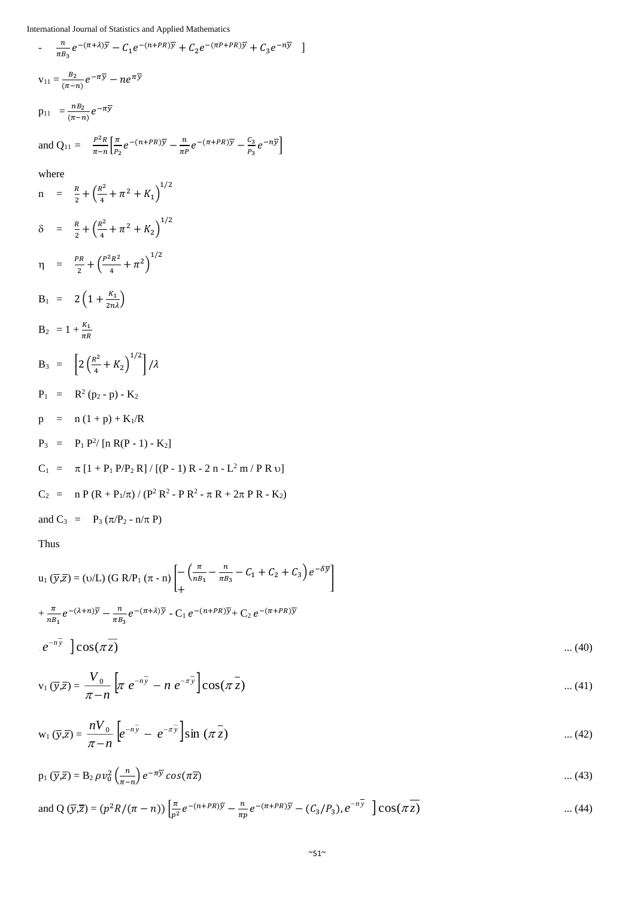$$- \quad \frac{n}{\pi B_3} e^{-(\pi+\lambda)\bar{y}} - C_1 e^{-(n+PR)\bar{y}} + C_2 e^{-(\pi P+PR)\bar{y}} + C_3 e^{-n\bar{y}} \quad ]$$

$$v_{11} = \frac{B_2}{(\pi-n)} e^{-\pi\bar{y}} - n e^{\pi\bar{y}}$$

$$p_{11} \ = \frac{nB_2}{(\pi-n)} e^{-\pi\bar{y}}$$

and
$$Q_{11} = \frac{P^2 R}{\pi-n}\left[\frac{\pi}{P_2} e^{-(n+PR)\bar{y}} - \frac{n}{\pi P} e^{-(\pi+PR)\bar{y}} - \frac{C_3}{P_3} e^{-n\bar{y}}\right]$$

where

$$n \ = \ \frac{R}{2} + \left(\frac{R^2}{4} + \pi^2 + K_1\right)^{1/2}$$

$$\delta \ = \ \frac{R}{2} + \left(\frac{R^2}{4} + \pi^2 + K_2\right)^{1/2}$$

$$\eta \ = \ \frac{PR}{2} + \left(\frac{P^2 R^2}{4} + \pi^2\right)^{1/2}$$

$$B_1 \ = \ 2\left(1 + \frac{K_1}{2n\lambda}\right)$$

$$B_2 \ = 1 + \frac{K_1}{\pi R}$$

$$B_3 \ = \ \left[2\left(\frac{R^2}{4} + K_2\right)^{1/2}\right]/\lambda$$

$$P_1 \ = \ R^2 (p_2 - p) - K_2$$

$$p \ = \ n (1 + p) + K_1/R$$

$$P_3 \ = \ P_1 P^2 / [n R(P - 1) - K_2]$$

$$C_1 \ = \ \pi [1 + P_1 P/P_2 R] / [(P - 1) R - 2 n - L^2 m / P R \upsilon]$$

$$C_2 \ = \ n P (R + P_1/\pi) / (P^2 R^2 - P R^2 - \pi R + 2\pi P R - K_2)$$

and
$$C_3 \ = \ P_3 (\pi/P_2 - n/\pi P)$$

Thus

$$u_1 (\bar{y},\bar{z}) = (\upsilon/L) (G R/P_1 (\pi - n) \left[-\left(\frac{\pi}{nB_1} - \frac{n}{\pi B_3} - C_1 + C_2 + C_3\right) e^{-\delta\bar{y}} + \right.$$

$$+ \frac{\pi}{nB_1} e^{-(\lambda+n)\bar{y}} - \frac{n}{\pi B_3} e^{-(\pi+\lambda)\bar{y}} - C_1 e^{-(n+PR)\bar{y}} + C_2 e^{-(\pi+PR)\bar{y}}$$

$$\left. e^{-n\bar{y}} \ \right] \cos(\pi\bar{z}) \qquad \dots (40)$$

$$v_1 (\bar{y},\bar{z}) = \frac{V_0}{\pi - n}\left[\pi \ e^{-n\bar{y}} - n \ e^{-\pi\bar{y}}\right]\cos(\pi\bar{z}) \qquad \dots (41)$$

$$w_1 (\bar{y},\bar{z}) = \frac{nV_0}{\pi - n}\left[e^{-n\bar{y}} - \ e^{-\pi\bar{y}}\right]\sin(\pi\bar{z}) \qquad \dots (42)$$

$$p_1 (\bar{y},\bar{z}) = B_2 \, \rho v_0^2 \left(\frac{n}{\pi - n}\right) e^{-\pi\bar{y}} \cos(\pi\bar{z}) \qquad \dots (43)$$

and
$$Q (\bar{y},\bar{z}) = (p^2 R/(\pi - n)) \left[\frac{\pi}{p^2} e^{-(n+PR)\bar{y}} - \frac{n}{\pi p} e^{-(\pi+PR)\bar{y}} - (C_3/P_3), e^{-n\bar{y}} \ \right]\cos(\pi\bar{z}) \qquad \dots (44)$$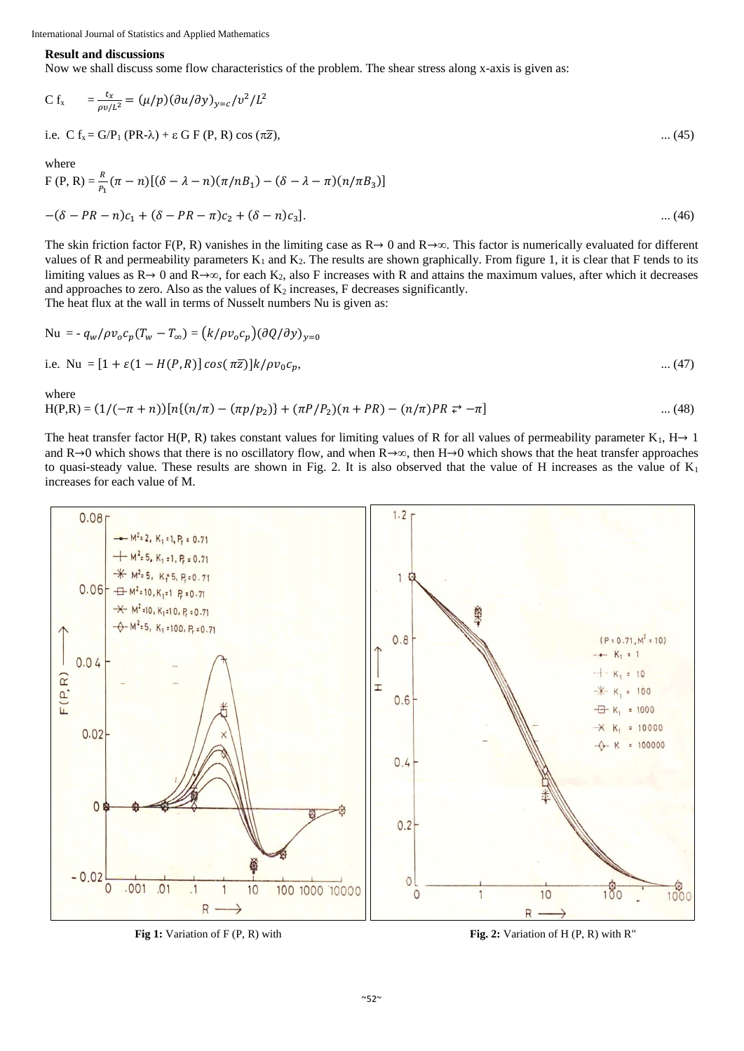**Result and discussions**

Now we shall discuss some flow characteristics of the problem. The shear stress along x-axis is given as:

$$C\,f_x \quad = \frac{t_x}{\rho\upsilon/L^2} = (\mu/p)(\partial u/\partial y)_{y=c}/\upsilon^2/L^2$$

i.e. $C\,f_x = G/P_1\,(PR\text{-}\lambda) + \varepsilon\,G\,F\,(P, R)\cos(\pi\bar{z})$, ... (45)

where

$$F\,(P, R) = \frac{R}{P_1}(\pi - n)[(\delta - \lambda - n)(\pi/nB_1) - (\delta - \lambda - \pi)(n/\pi B_3)]$$

$$-(\delta - PR - n)c_1 + (\delta - PR - \pi)c_2 + (\delta - n)c_3]. \quad \text{... (46)}$$

The skin friction factor F(P, R) vanishes in the limiting case as R→ 0 and R→∞. This factor is numerically evaluated for different values of R and permeability parameters $K_1$ and $K_2$. The results are shown graphically. From figure 1, it is clear that F tends to its limiting values as R→ 0 and R→∞, for each $K_2$, also F increases with R and attains the maximum values, after which it decreases and approaches to zero. Also as the values of $K_2$ increases, F decreases significantly.

The heat flux at the wall in terms of Nusselt numbers Nu is given as:

$$Nu = -\,q_w/\rho v_o c_p (T_w - T_\infty) = (k/\rho v_o c_p)(\partial Q/\partial y)_{y=0}$$

i.e. $Nu = [1 + \varepsilon(1 - H(P,R)]\cos(\pi\bar{z})]k/\rho v_0 c_p$, ... (47)

where

$$H(P,R) = (1/(-\pi + n))[n\{(n/\pi) - (\pi p/p_2)\} + (\pi P/P_2)(n + PR) - (n/\pi)PR \rightleftarrows -\pi] \quad \text{... (48)}$$

The heat transfer factor H(P, R) takes constant values for limiting values of R for all values of permeability parameter $K_1$, H→ 1 and R→0 which shows that there is no oscillatory flow, and when R→∞, then H→0 which shows that the heat transfer approaches to quasi-steady value. These results are shown in Fig. 2. It is also observed that the value of H increases as the value of $K_1$ increases for each value of M.

**Fig 1:** Variation of F (P, R) with

**Fig. 2:** Variation of H (P, R) with R"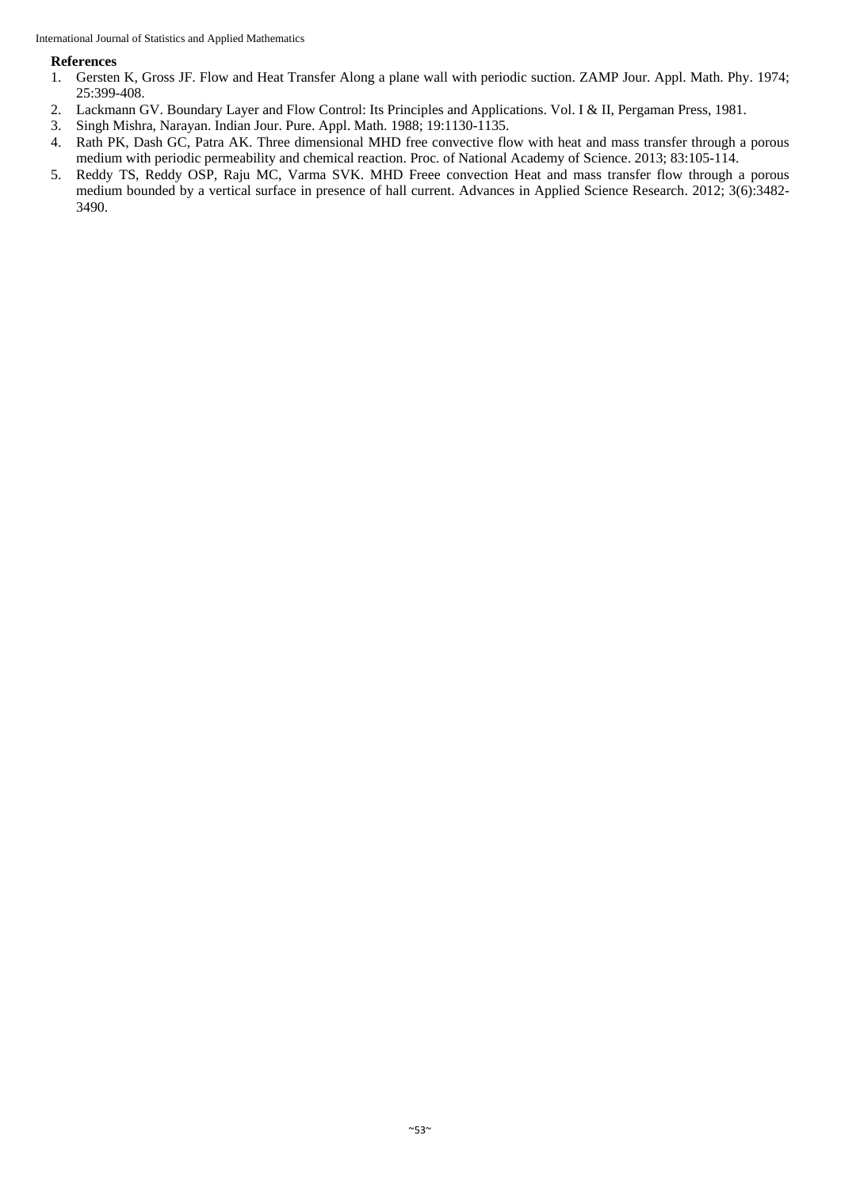**References**

1. Gersten K, Gross JF. Flow and Heat Transfer Along a plane wall with periodic suction. ZAMP Jour. Appl. Math. Phy. 1974; 25:399-408.
2. Lackmann GV. Boundary Layer and Flow Control: Its Principles and Applications. Vol. I & II, Pergaman Press, 1981.
3. Singh Mishra, Narayan. Indian Jour. Pure. Appl. Math. 1988; 19:1130-1135.
4. Rath PK, Dash GC, Patra AK. Three dimensional MHD free convective flow with heat and mass transfer through a porous medium with periodic permeability and chemical reaction. Proc. of National Academy of Science. 2013; 83:105-114.
5. Reddy TS, Reddy OSP, Raju MC, Varma SVK. MHD Freee convection Heat and mass transfer flow through a porous medium bounded by a vertical surface in presence of hall current. Advances in Applied Science Research. 2012; 3(6):3482-3490.